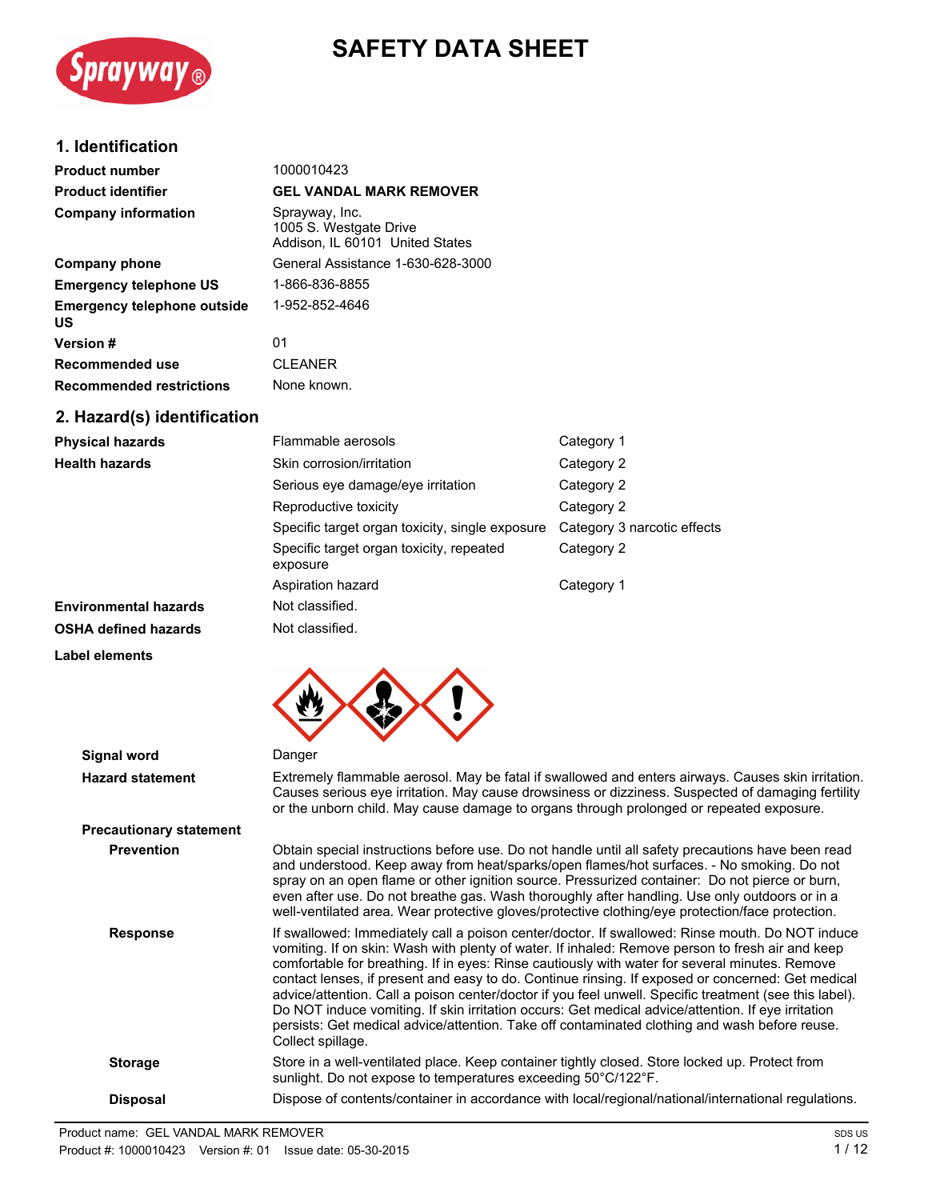# SAFETY DATA SHEET

## 1. Identification

| | |
|---|---|
| **Product number** | 1000010423 |
| **Product identifier** | **GEL VANDAL MARK REMOVER** |
| **Company information** | Sprayway, Inc.<br>1005 S. Westgate Drive<br>Addison, IL 60101 United States |
| **Company phone** | General Assistance 1-630-628-3000 |
| **Emergency telephone US** | 1-866-836-8855 |
| **Emergency telephone outside US** | 1-952-852-4646 |
| **Version #** | 01 |
| **Recommended use** | CLEANER |
| **Recommended restrictions** | None known. |

## 2. Hazard(s) identification

| | | |
|---|---|---|
| **Physical hazards** | Flammable aerosols | Category 1 |
| **Health hazards** | Skin corrosion/irritation | Category 2 |
| | Serious eye damage/eye irritation | Category 2 |
| | Reproductive toxicity | Category 2 |
| | Specific target organ toxicity, single exposure | Category 3 narcotic effects |
| | Specific target organ toxicity, repeated exposure | Category 2 |
| | Aspiration hazard | Category 1 |
| **Environmental hazards** | Not classified. | |
| **OSHA defined hazards** | Not classified. | |

**Label elements**

**Signal word** Danger

**Hazard statement** Extremely flammable aerosol. May be fatal if swallowed and enters airways. Causes skin irritation. Causes serious eye irritation. May cause drowsiness or dizziness. Suspected of damaging fertility or the unborn child. May cause damage to organs through prolonged or repeated exposure.

**Precautionary statement**

**Prevention** Obtain special instructions before use. Do not handle until all safety precautions have been read and understood. Keep away from heat/sparks/open flames/hot surfaces. - No smoking. Do not spray on an open flame or other ignition source. Pressurized container: Do not pierce or burn, even after use. Do not breathe gas. Wash thoroughly after handling. Use only outdoors or in a well-ventilated area. Wear protective gloves/protective clothing/eye protection/face protection.

**Response** If swallowed: Immediately call a poison center/doctor. If swallowed: Rinse mouth. Do NOT induce vomiting. If on skin: Wash with plenty of water. If inhaled: Remove person to fresh air and keep comfortable for breathing. If in eyes: Rinse cautiously with water for several minutes. Remove contact lenses, if present and easy to do. Continue rinsing. If exposed or concerned: Get medical advice/attention. Call a poison center/doctor if you feel unwell. Specific treatment (see this label). Do NOT induce vomiting. If skin irritation occurs: Get medical advice/attention. If eye irritation persists: Get medical advice/attention. Take off contaminated clothing and wash before reuse. Collect spillage.

**Storage** Store in a well-ventilated place. Keep container tightly closed. Store locked up. Protect from sunlight. Do not expose to temperatures exceeding 50°C/122°F.

**Disposal** Dispose of contents/container in accordance with local/regional/national/international regulations.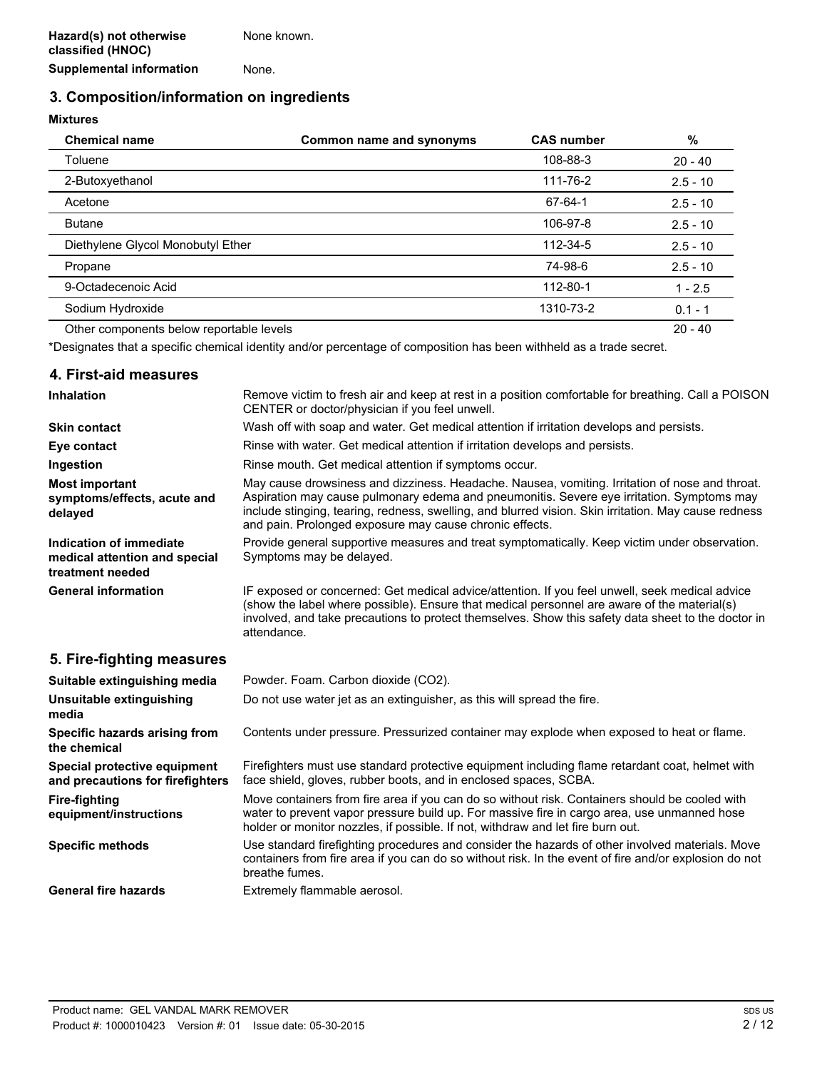**Hazard(s) not otherwise classified (HNOC)** None known.

**Supplemental information** None.

## 3. Composition/information on ingredients

**Mixtures**

| Chemical name | Common name and synonyms | CAS number | % |
|---|---|---|---|
| Toluene | | 108-88-3 | 20 - 40 |
| 2-Butoxyethanol | | 111-76-2 | 2.5 - 10 |
| Acetone | | 67-64-1 | 2.5 - 10 |
| Butane | | 106-97-8 | 2.5 - 10 |
| Diethylene Glycol Monobutyl Ether | | 112-34-5 | 2.5 - 10 |
| Propane | | 74-98-6 | 2.5 - 10 |
| 9-Octadecenoic Acid | | 112-80-1 | 1 - 2.5 |
| Sodium Hydroxide | | 1310-73-2 | 0.1 - 1 |
| Other components below reportable levels | | | 20 - 40 |

*Designates that a specific chemical identity and/or percentage of composition has been withheld as a trade secret.

## 4. First-aid measures

**Inhalation** Remove victim to fresh air and keep at rest in a position comfortable for breathing. Call a POISON CENTER or doctor/physician if you feel unwell.

**Skin contact** Wash off with soap and water. Get medical attention if irritation develops and persists.

**Eye contact** Rinse with water. Get medical attention if irritation develops and persists.

**Ingestion** Rinse mouth. Get medical attention if symptoms occur.

**Most important symptoms/effects, acute and delayed** May cause drowsiness and dizziness. Headache. Nausea, vomiting. Irritation of nose and throat. Aspiration may cause pulmonary edema and pneumonitis. Severe eye irritation. Symptoms may include stinging, tearing, redness, swelling, and blurred vision. Skin irritation. May cause redness and pain. Prolonged exposure may cause chronic effects.

**Indication of immediate medical attention and special treatment needed** Provide general supportive measures and treat symptomatically. Keep victim under observation. Symptoms may be delayed.

**General information** IF exposed or concerned: Get medical advice/attention. If you feel unwell, seek medical advice (show the label where possible). Ensure that medical personnel are aware of the material(s) involved, and take precautions to protect themselves. Show this safety data sheet to the doctor in attendance.

## 5. Fire-fighting measures

**Suitable extinguishing media** Powder. Foam. Carbon dioxide ($CO_2$).

**Unsuitable extinguishing media** Do not use water jet as an extinguisher, as this will spread the fire.

**Specific hazards arising from the chemical** Contents under pressure. Pressurized container may explode when exposed to heat or flame.

**Special protective equipment and precautions for firefighters** Firefighters must use standard protective equipment including flame retardant coat, helmet with face shield, gloves, rubber boots, and in enclosed spaces, SCBA.

**Fire-fighting equipment/instructions** Move containers from fire area if you can do so without risk. Containers should be cooled with water to prevent vapor pressure build up. For massive fire in cargo area, use unmanned hose holder or monitor nozzles, if possible. If not, withdraw and let fire burn out.

**Specific methods** Use standard firefighting procedures and consider the hazards of other involved materials. Move containers from fire area if you can do so without risk. In the event of fire and/or explosion do not breathe fumes.

**General fire hazards** Extremely flammable aerosol.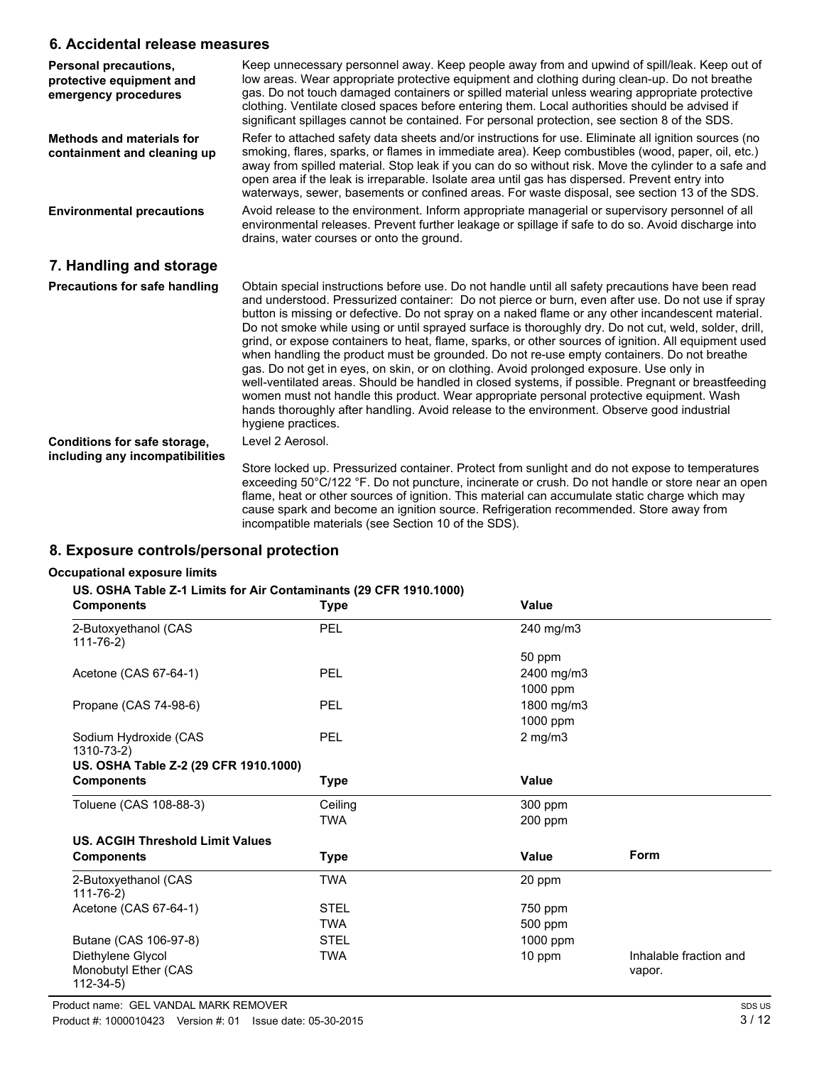## 6. Accidental release measures

**Personal precautions, protective equipment and emergency procedures**

Keep unnecessary personnel away. Keep people away from and upwind of spill/leak. Keep out of low areas. Wear appropriate protective equipment and clothing during clean-up. Do not breathe gas. Do not touch damaged containers or spilled material unless wearing appropriate protective clothing. Ventilate closed spaces before entering them. Local authorities should be advised if significant spillages cannot be contained. For personal protection, see section 8 of the SDS.

**Methods and materials for containment and cleaning up**

Refer to attached safety data sheets and/or instructions for use. Eliminate all ignition sources (no smoking, flares, sparks, or flames in immediate area). Keep combustibles (wood, paper, oil, etc.) away from spilled material. Stop leak if you can do so without risk. Move the cylinder to a safe and open area if the leak is irreparable. Isolate area until gas has dispersed. Prevent entry into waterways, sewer, basements or confined areas. For waste disposal, see section 13 of the SDS.

**Environmental precautions**

Avoid release to the environment. Inform appropriate managerial or supervisory personnel of all environmental releases. Prevent further leakage or spillage if safe to do so. Avoid discharge into drains, water courses or onto the ground.

## 7. Handling and storage

**Precautions for safe handling**

Obtain special instructions before use. Do not handle until all safety precautions have been read and understood. Pressurized container: Do not pierce or burn, even after use. Do not use if spray button is missing or defective. Do not spray on a naked flame or any other incandescent material. Do not smoke while using or until sprayed surface is thoroughly dry. Do not cut, weld, solder, drill, grind, or expose containers to heat, flame, sparks, or other sources of ignition. All equipment used when handling the product must be grounded. Do not re-use empty containers. Do not breathe gas. Do not get in eyes, on skin, or on clothing. Avoid prolonged exposure. Use only in well-ventilated areas. Should be handled in closed systems, if possible. Pregnant or breastfeeding women must not handle this product. Wear appropriate personal protective equipment. Wash hands thoroughly after handling. Avoid release to the environment. Observe good industrial hygiene practices.

**Conditions for safe storage, including any incompatibilities**

Level 2 Aerosol.

Store locked up. Pressurized container. Protect from sunlight and do not expose to temperatures exceeding 50°C/122 °F. Do not puncture, incinerate or crush. Do not handle or store near an open flame, heat or other sources of ignition. This material can accumulate static charge which may cause spark and become an ignition source. Refrigeration recommended. Store away from incompatible materials (see Section 10 of the SDS).

## 8. Exposure controls/personal protection

**Occupational exposure limits**

**US. OSHA Table Z-1 Limits for Air Contaminants (29 CFR 1910.1000)**

| Components | Type | Value |
|---|---|---|
| 2-Butoxyethanol (CAS 111-76-2) | PEL | 240 mg/m3 |
| | | 50 ppm |
| Acetone (CAS 67-64-1) | PEL | 2400 mg/m3 |
| | | 1000 ppm |
| Propane (CAS 74-98-6) | PEL | 1800 mg/m3 |
| | | 1000 ppm |
| Sodium Hydroxide (CAS 1310-73-2) | PEL | 2 mg/m3 |

**US. OSHA Table Z-2 (29 CFR 1910.1000)**

| Components | Type | Value |
|---|---|---|
| Toluene (CAS 108-88-3) | Ceiling | 300 ppm |
| | TWA | 200 ppm |

**US. ACGIH Threshold Limit Values**

| Components | Type | Value | Form |
|---|---|---|---|
| 2-Butoxyethanol (CAS 111-76-2) | TWA | 20 ppm | |
| Acetone (CAS 67-64-1) | STEL | 750 ppm | |
| | TWA | 500 ppm | |
| Butane (CAS 106-97-8) | STEL | 1000 ppm | |
| Diethylene Glycol Monobutyl Ether (CAS 112-34-5) | TWA | 10 ppm | Inhalable fraction and vapor. |

Product name: GEL VANDAL MARK REMOVER

Product #: 1000010423 Version #: 01 Issue date: 05-30-2015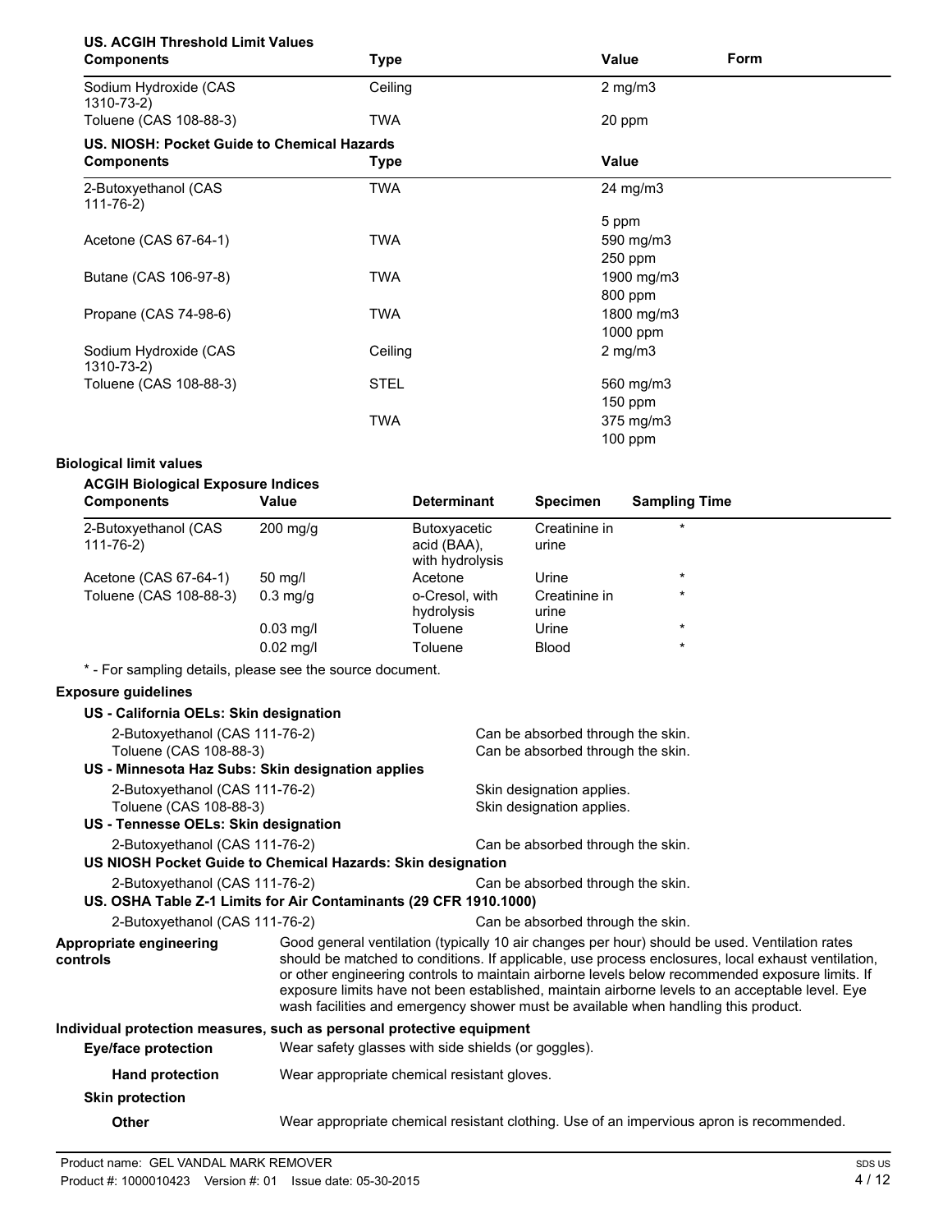**US. ACGIH Threshold Limit Values**

| Components | Type | Value | Form |
|---|---|---|---|
| Sodium Hydroxide (CAS 1310-73-2) | Ceiling | 2 mg/m3 | |
| Toluene (CAS 108-88-3) | TWA | 20 ppm | |

**US. NIOSH: Pocket Guide to Chemical Hazards**

| Components | Type | Value |
|---|---|---|
| 2-Butoxyethanol (CAS 111-76-2) | TWA | 24 mg/m3 |
| | | 5 ppm |
| Acetone (CAS 67-64-1) | TWA | 590 mg/m3 |
| | | 250 ppm |
| Butane (CAS 106-97-8) | TWA | 1900 mg/m3 |
| | | 800 ppm |
| Propane (CAS 74-98-6) | TWA | 1800 mg/m3 |
| | | 1000 ppm |
| Sodium Hydroxide (CAS 1310-73-2) | Ceiling | 2 mg/m3 |
| Toluene (CAS 108-88-3) | STEL | 560 mg/m3 |
| | | 150 ppm |
| | TWA | 375 mg/m3 |
| | | 100 ppm |

**Biological limit values**

**ACGIH Biological Exposure Indices**

| Components | Value | Determinant | Specimen | Sampling Time |
|---|---|---|---|---|
| 2-Butoxyethanol (CAS 111-76-2) | 200 mg/g | Butoxyacetic acid (BAA), with hydrolysis | Creatinine in urine | * |
| Acetone (CAS 67-64-1) | 50 mg/l | Acetone | Urine | * |
| Toluene (CAS 108-88-3) | 0.3 mg/g | o-Cresol, with hydrolysis | Creatinine in urine | * |
| | 0.03 mg/l | Toluene | Urine | * |
| | 0.02 mg/l | Toluene | Blood | * |

* - For sampling details, please see the source document.

**Exposure guidelines**

**US - California OELs: Skin designation**

| | |
|---|---|
| 2-Butoxyethanol (CAS 111-76-2) | Can be absorbed through the skin. |
| Toluene (CAS 108-88-3) | Can be absorbed through the skin. |

**US - Minnesota Haz Subs: Skin designation applies**

| | |
|---|---|
| 2-Butoxyethanol (CAS 111-76-2) | Skin designation applies. |
| Toluene (CAS 108-88-3) | Skin designation applies. |

**US - Tennesse OELs: Skin designation**

| | |
|---|---|
| 2-Butoxyethanol (CAS 111-76-2) | Can be absorbed through the skin. |

**US NIOSH Pocket Guide to Chemical Hazards: Skin designation**

| | |
|---|---|
| 2-Butoxyethanol (CAS 111-76-2) | Can be absorbed through the skin. |

**US. OSHA Table Z-1 Limits for Air Contaminants (29 CFR 1910.1000)**

| | |
|---|---|
| 2-Butoxyethanol (CAS 111-76-2) | Can be absorbed through the skin. |

**Appropriate engineering controls**

Good general ventilation (typically 10 air changes per hour) should be used. Ventilation rates should be matched to conditions. If applicable, use process enclosures, local exhaust ventilation, or other engineering controls to maintain airborne levels below recommended exposure limits. If exposure limits have not been established, maintain airborne levels to an acceptable level. Eye wash facilities and emergency shower must be available when handling this product.

**Individual protection measures, such as personal protective equipment**

**Eye/face protection**

Wear safety glasses with side shields (or goggles).

**Hand protection**

Wear appropriate chemical resistant gloves.

**Skin protection**

**Other**

Wear appropriate chemical resistant clothing. Use of an impervious apron is recommended.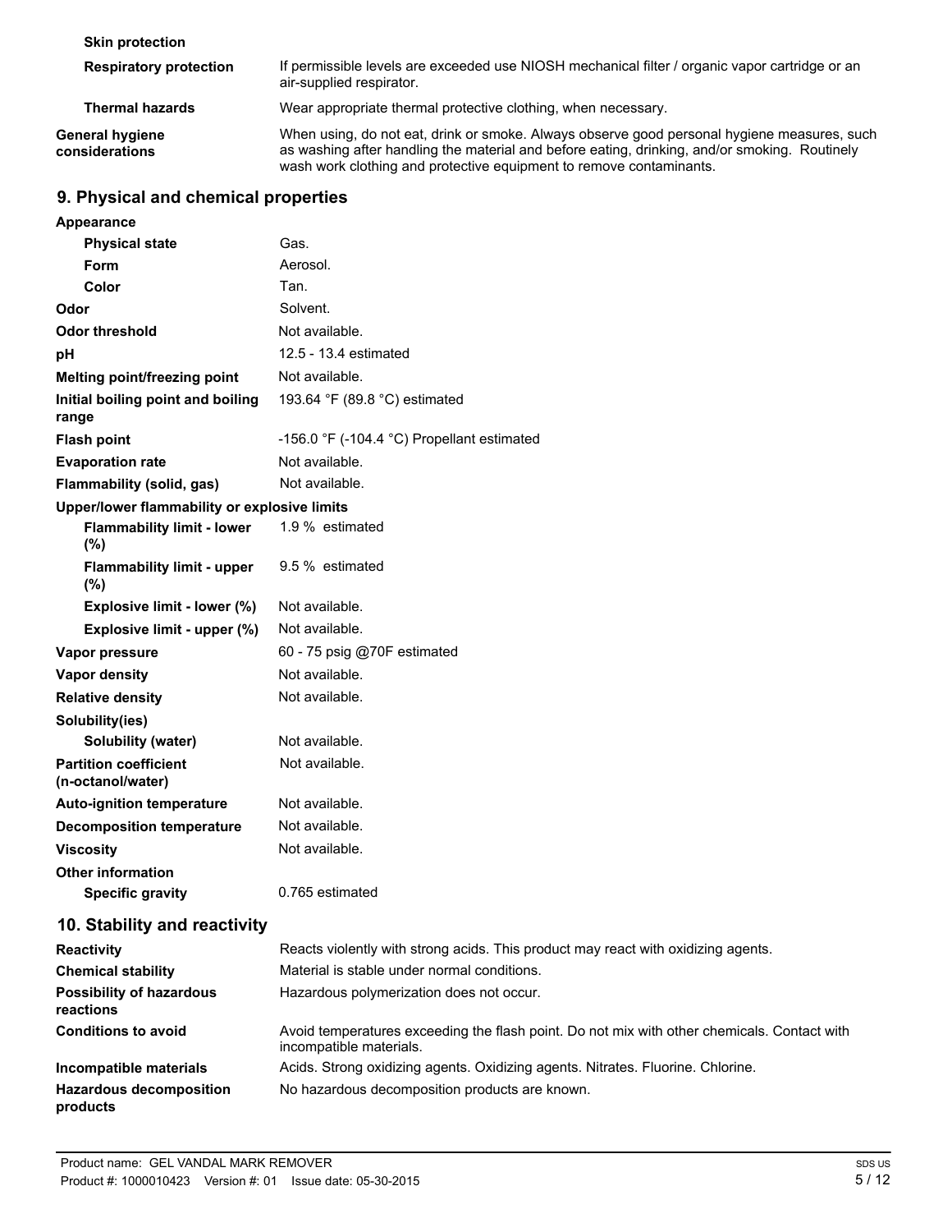| | |
|---|---|
| **Skin protection** | |
| **Respiratory protection** | If permissible levels are exceeded use NIOSH mechanical filter / organic vapor cartridge or an air-supplied respirator. |
| **Thermal hazards** | Wear appropriate thermal protective clothing, when necessary. |
| **General hygiene considerations** | When using, do not eat, drink or smoke. Always observe good personal hygiene measures, such as washing after handling the material and before eating, drinking, and/or smoking. Routinely wash work clothing and protective equipment to remove contaminants. |

## 9. Physical and chemical properties

| | |
|---|---|
| **Appearance** | |
| **Physical state** | Gas. |
| **Form** | Aerosol. |
| **Color** | Tan. |
| **Odor** | Solvent. |
| **Odor threshold** | Not available. |
| **pH** | 12.5 - 13.4 estimated |
| **Melting point/freezing point** | Not available. |
| **Initial boiling point and boiling range** | 193.64 °F (89.8 °C) estimated |
| **Flash point** | -156.0 °F (-104.4 °C) Propellant estimated |
| **Evaporation rate** | Not available. |
| **Flammability (solid, gas)** | Not available. |
| **Upper/lower flammability or explosive limits** | |
| **Flammability limit - lower (%)** | 1.9 % estimated |
| **Flammability limit - upper (%)** | 9.5 % estimated |
| **Explosive limit - lower (%)** | Not available. |
| **Explosive limit - upper (%)** | Not available. |
| **Vapor pressure** | 60 - 75 psig @70F estimated |
| **Vapor density** | Not available. |
| **Relative density** | Not available. |
| **Solubility(ies)** | |
| **Solubility (water)** | Not available. |
| **Partition coefficient (n-octanol/water)** | Not available. |
| **Auto-ignition temperature** | Not available. |
| **Decomposition temperature** | Not available. |
| **Viscosity** | Not available. |
| **Other information** | |
| **Specific gravity** | 0.765 estimated |

## 10. Stability and reactivity

| | |
|---|---|
| **Reactivity** | Reacts violently with strong acids. This product may react with oxidizing agents. |
| **Chemical stability** | Material is stable under normal conditions. |
| **Possibility of hazardous reactions** | Hazardous polymerization does not occur. |
| **Conditions to avoid** | Avoid temperatures exceeding the flash point. Do not mix with other chemicals. Contact with incompatible materials. |
| **Incompatible materials** | Acids. Strong oxidizing agents. Oxidizing agents. Nitrates. Fluorine. Chlorine. |
| **Hazardous decomposition products** | No hazardous decomposition products are known. |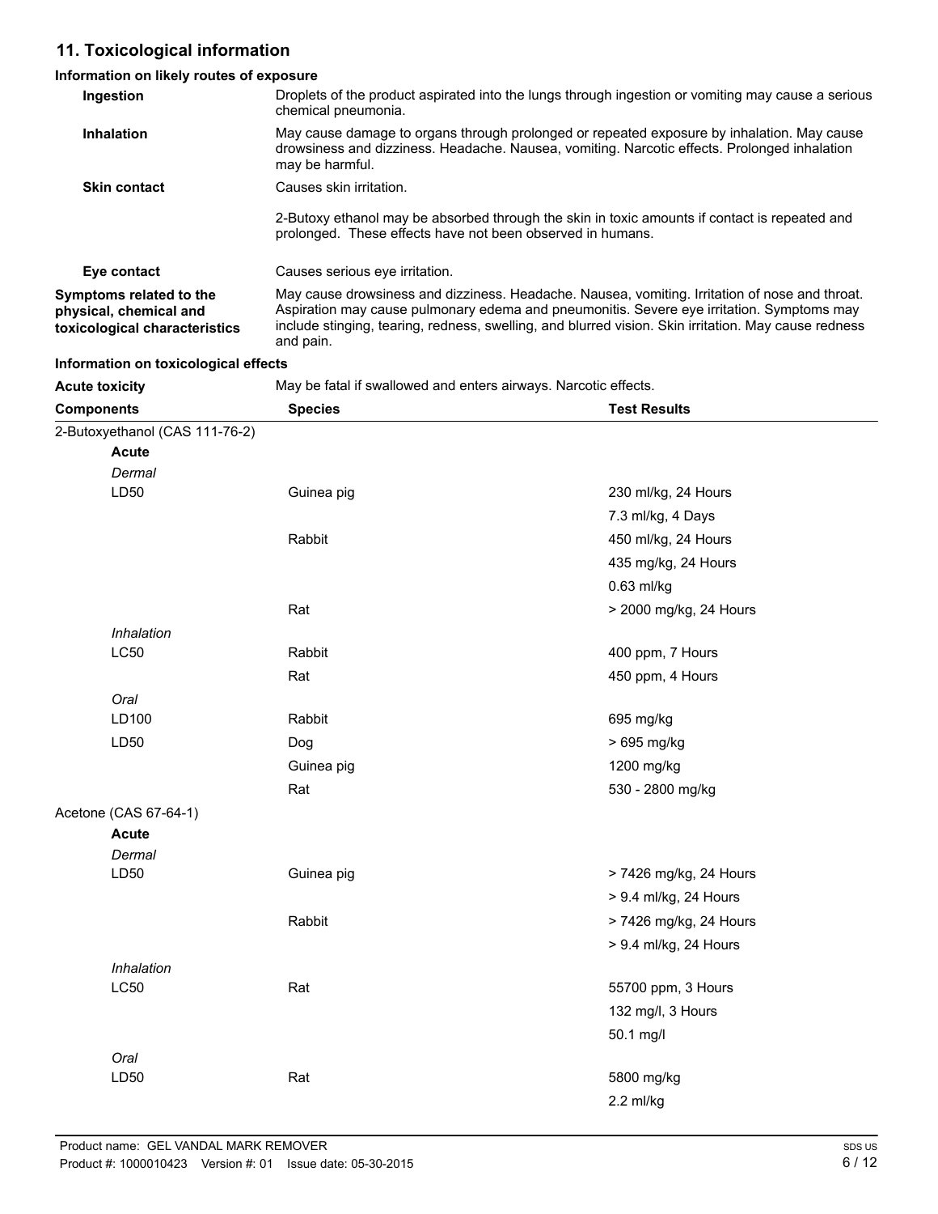## 11. Toxicological information

### Information on likely routes of exposure

**Ingestion**
Droplets of the product aspirated into the lungs through ingestion or vomiting may cause a serious chemical pneumonia.

**Inhalation**
May cause damage to organs through prolonged or repeated exposure by inhalation. May cause drowsiness and dizziness. Headache. Nausea, vomiting. Narcotic effects. Prolonged inhalation may be harmful.

**Skin contact**
Causes skin irritation.

2-Butoxy ethanol may be absorbed through the skin in toxic amounts if contact is repeated and prolonged. These effects have not been observed in humans.

**Eye contact**
Causes serious eye irritation.

**Symptoms related to the physical, chemical and toxicological characteristics**
May cause drowsiness and dizziness. Headache. Nausea, vomiting. Irritation of nose and throat. Aspiration may cause pulmonary edema and pneumonitis. Severe eye irritation. Symptoms may include stinging, tearing, redness, swelling, and blurred vision. Skin irritation. May cause redness and pain.

### Information on toxicological effects

**Acute toxicity**
May be fatal if swallowed and enters airways. Narcotic effects.

| Components | Species | Test Results |
|---|---|---|
| 2-Butoxyethanol (CAS 111-76-2) | | |
| **Acute** | | |
| *Dermal* | | |
| LD50 | Guinea pig | 230 ml/kg, 24 Hours |
| | | 7.3 ml/kg, 4 Days |
| | Rabbit | 450 ml/kg, 24 Hours |
| | | 435 mg/kg, 24 Hours |
| | | 0.63 ml/kg |
| | Rat | > 2000 mg/kg, 24 Hours |
| *Inhalation* | | |
| LC50 | Rabbit | 400 ppm, 7 Hours |
| | Rat | 450 ppm, 4 Hours |
| *Oral* | | |
| LD100 | Rabbit | 695 mg/kg |
| LD50 | Dog | > 695 mg/kg |
| | Guinea pig | 1200 mg/kg |
| | Rat | 530 - 2800 mg/kg |
| Acetone (CAS 67-64-1) | | |
| **Acute** | | |
| *Dermal* | | |
| LD50 | Guinea pig | > 7426 mg/kg, 24 Hours |
| | | > 9.4 ml/kg, 24 Hours |
| | Rabbit | > 7426 mg/kg, 24 Hours |
| | | > 9.4 ml/kg, 24 Hours |
| *Inhalation* | | |
| LC50 | Rat | 55700 ppm, 3 Hours |
| | | 132 mg/l, 3 Hours |
| | | 50.1 mg/l |
| *Oral* | | |
| LD50 | Rat | 5800 mg/kg |
| | | 2.2 ml/kg |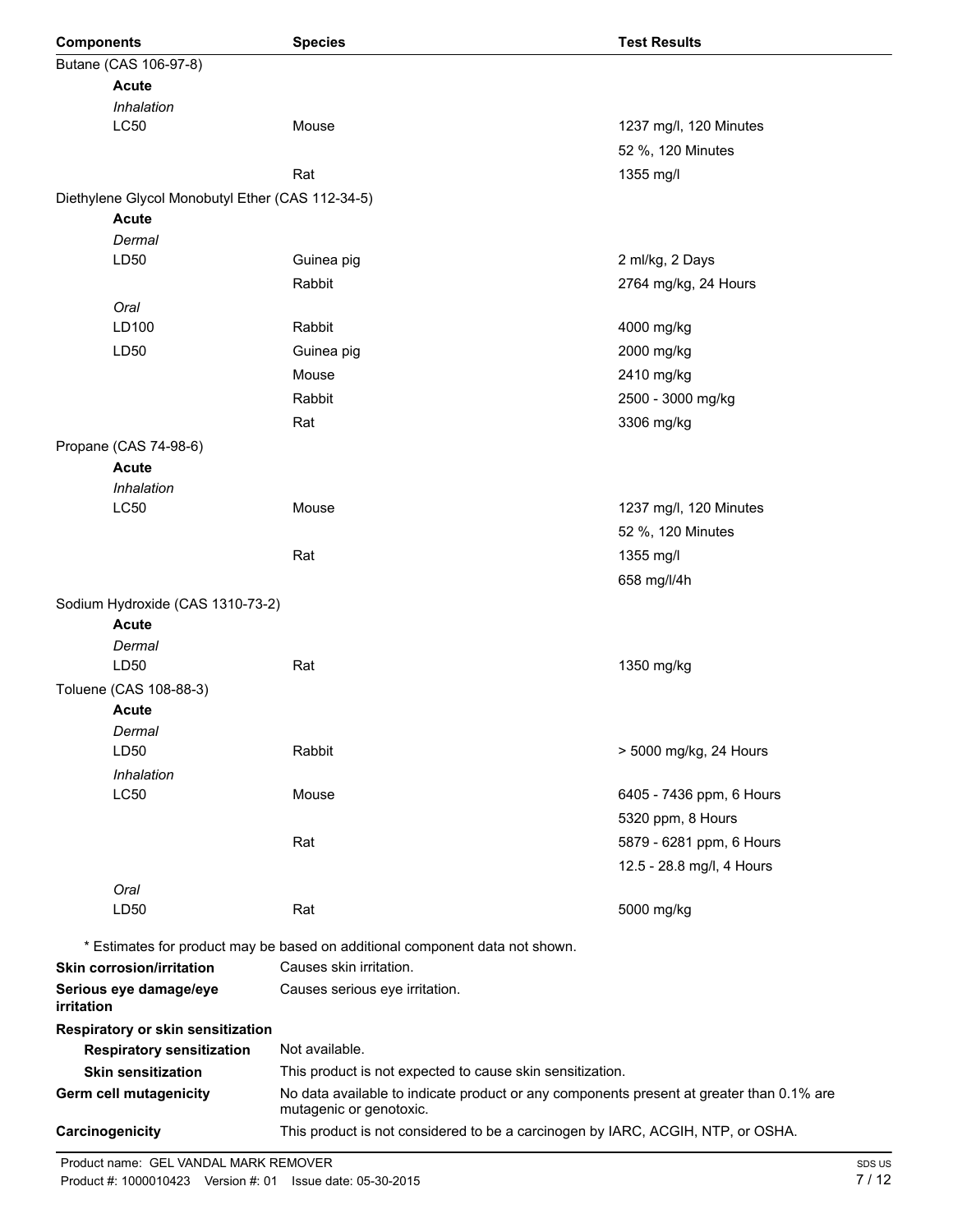| Components | Species | Test Results |
| --- | --- | --- |
| Butane (CAS 106-97-8) | | |
| **Acute** | | |
| *Inhalation* | | |
| LC50 | Mouse | 1237 mg/l, 120 Minutes |
| | | 52 %, 120 Minutes |
| | Rat | 1355 mg/l |
| Diethylene Glycol Monobutyl Ether (CAS 112-34-5) | | |
| **Acute** | | |
| *Dermal* | | |
| LD50 | Guinea pig | 2 ml/kg, 2 Days |
| | Rabbit | 2764 mg/kg, 24 Hours |
| *Oral* | | |
| LD100 | Rabbit | 4000 mg/kg |
| LD50 | Guinea pig | 2000 mg/kg |
| | Mouse | 2410 mg/kg |
| | Rabbit | 2500 - 3000 mg/kg |
| | Rat | 3306 mg/kg |
| Propane (CAS 74-98-6) | | |
| **Acute** | | |
| *Inhalation* | | |
| LC50 | Mouse | 1237 mg/l, 120 Minutes |
| | | 52 %, 120 Minutes |
| | Rat | 1355 mg/l |
| | | 658 mg/l/4h |
| Sodium Hydroxide (CAS 1310-73-2) | | |
| **Acute** | | |
| *Dermal* | | |
| LD50 | Rat | 1350 mg/kg |
| Toluene (CAS 108-88-3) | | |
| **Acute** | | |
| *Dermal* | | |
| LD50 | Rabbit | > 5000 mg/kg, 24 Hours |
| *Inhalation* | | |
| LC50 | Mouse | 6405 - 7436 ppm, 6 Hours |
| | | 5320 ppm, 8 Hours |
| | Rat | 5879 - 6281 ppm, 6 Hours |
| | | 12.5 - 28.8 mg/l, 4 Hours |
| *Oral* | | |
| LD50 | Rat | 5000 mg/kg |

* Estimates for product may be based on additional component data not shown.

**Skin corrosion/irritation** Causes skin irritation.

**Serious eye damage/eye irritation** Causes serious eye irritation.

**Respiratory or skin sensitization**

**Respiratory sensitization** Not available.

**Skin sensitization** This product is not expected to cause skin sensitization.

**Germ cell mutagenicity** No data available to indicate product or any components present at greater than 0.1% are mutagenic or genotoxic.

**Carcinogenicity** This product is not considered to be a carcinogen by IARC, ACGIH, NTP, or OSHA.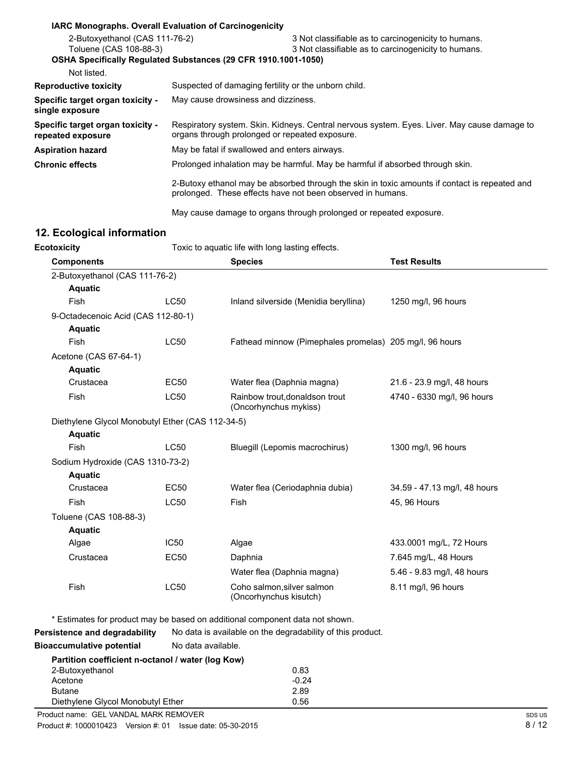**IARC Monographs. Overall Evaluation of Carcinogenicity**

| | |
|---|---|
| 2-Butoxyethanol (CAS 111-76-2) | 3 Not classifiable as to carcinogenicity to humans. |
| Toluene (CAS 108-88-3) | 3 Not classifiable as to carcinogenicity to humans. |

**OSHA Specifically Regulated Substances (29 CFR 1910.1001-1050)**

Not listed.

**Reproductive toxicity** Suspected of damaging fertility or the unborn child.

**Specific target organ toxicity - single exposure** May cause drowsiness and dizziness.

**Specific target organ toxicity - repeated exposure** Respiratory system. Skin. Kidneys. Central nervous system. Eyes. Liver. May cause damage to organs through prolonged or repeated exposure.

**Aspiration hazard** May be fatal if swallowed and enters airways.

**Chronic effects** Prolonged inhalation may be harmful. May be harmful if absorbed through skin.

2-Butoxy ethanol may be absorbed through the skin in toxic amounts if contact is repeated and prolonged. These effects have not been observed in humans.

May cause damage to organs through prolonged or repeated exposure.

## 12. Ecological information

**Ecotoxicity** Toxic to aquatic life with long lasting effects.

| Components | | Species | Test Results |
|---|---|---|---|
| 2-Butoxyethanol (CAS 111-76-2) | | | |
| **Aquatic** | | | |
| Fish | LC50 | Inland silverside (Menidia beryllina) | 1250 mg/l, 96 hours |
| 9-Octadecenoic Acid (CAS 112-80-1) | | | |
| **Aquatic** | | | |
| Fish | LC50 | Fathead minnow (Pimephales promelas) | 205 mg/l, 96 hours |
| Acetone (CAS 67-64-1) | | | |
| **Aquatic** | | | |
| Crustacea | EC50 | Water flea (Daphnia magna) | 21.6 - 23.9 mg/l, 48 hours |
| Fish | LC50 | Rainbow trout,donaldson trout (Oncorhynchus mykiss) | 4740 - 6330 mg/l, 96 hours |
| Diethylene Glycol Monobutyl Ether (CAS 112-34-5) | | | |
| **Aquatic** | | | |
| Fish | LC50 | Bluegill (Lepomis macrochirus) | 1300 mg/l, 96 hours |
| Sodium Hydroxide (CAS 1310-73-2) | | | |
| **Aquatic** | | | |
| Crustacea | EC50 | Water flea (Ceriodaphnia dubia) | 34.59 - 47.13 mg/l, 48 hours |
| Fish | LC50 | Fish | 45, 96 Hours |
| Toluene (CAS 108-88-3) | | | |
| **Aquatic** | | | |
| Algae | IC50 | Algae | 433.0001 mg/L, 72 Hours |
| Crustacea | EC50 | Daphnia | 7.645 mg/L, 48 Hours |
| | | Water flea (Daphnia magna) | 5.46 - 9.83 mg/l, 48 hours |
| Fish | LC50 | Coho salmon,silver salmon (Oncorhynchus kisutch) | 8.11 mg/l, 96 hours |

\* Estimates for product may be based on additional component data not shown.

**Persistence and degradability** No data is available on the degradability of this product.

**Bioaccumulative potential** No data available.

**Partition coefficient n-octanol / water (log Kow)**

| | |
|---|---|
| 2-Butoxyethanol | 0.83 |
| Acetone | -0.24 |
| Butane | 2.89 |
| Diethylene Glycol Monobutyl Ether | 0.56 |

Product name: GEL VANDAL MARK REMOVER
Product #: 1000010423 Version #: 01 Issue date: 05-30-2015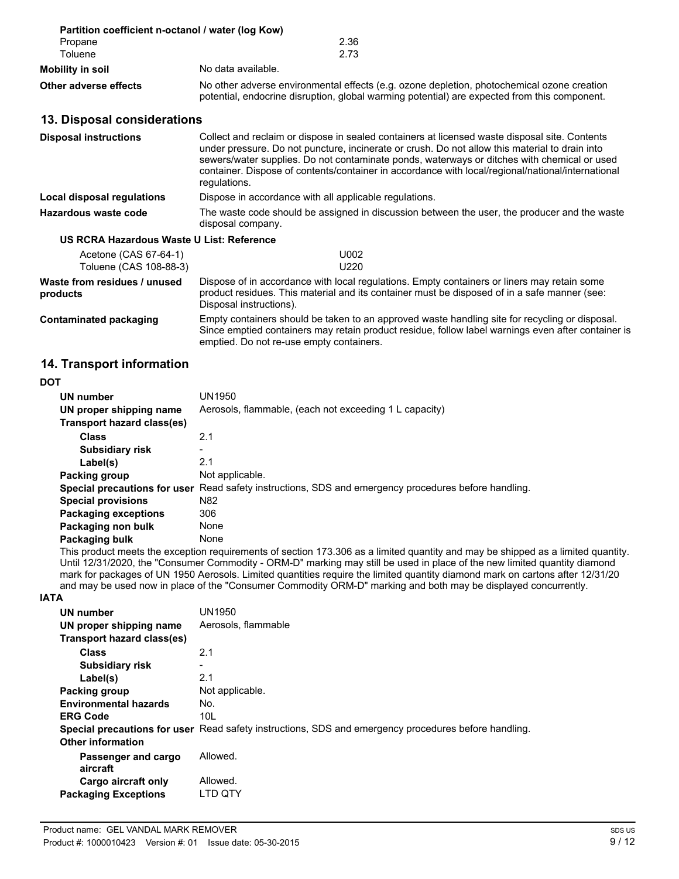**Partition coefficient n-octanol / water (log Kow)**

| | |
|---|---|
| Propane | 2.36 |
| Toluene | 2.73 |

**Mobility in soil** No data available.

**Other adverse effects** No other adverse environmental effects (e.g. ozone depletion, photochemical ozone creation potential, endocrine disruption, global warming potential) are expected from this component.

## 13. Disposal considerations

**Disposal instructions** Collect and reclaim or dispose in sealed containers at licensed waste disposal site. Contents under pressure. Do not puncture, incinerate or crush. Do not allow this material to drain into sewers/water supplies. Do not contaminate ponds, waterways or ditches with chemical or used container. Dispose of contents/container in accordance with local/regional/national/international regulations.

**Local disposal regulations** Dispose in accordance with all applicable regulations.

**Hazardous waste code** The waste code should be assigned in discussion between the user, the producer and the waste disposal company.

**US RCRA Hazardous Waste U List: Reference**

| | |
|---|---|
| Acetone (CAS 67-64-1) | U002 |
| Toluene (CAS 108-88-3) | U220 |

**Waste from residues / unused products** Dispose of in accordance with local regulations. Empty containers or liners may retain some product residues. This material and its container must be disposed of in a safe manner (see: Disposal instructions).

**Contaminated packaging** Empty containers should be taken to an approved waste handling site for recycling or disposal. Since emptied containers may retain product residue, follow label warnings even after container is emptied. Do not re-use empty containers.

## 14. Transport information

**DOT**

| | |
|---|---|
| **UN number** | UN1950 |
| **UN proper shipping name** | Aerosols, flammable, (each not exceeding 1 L capacity) |
| **Transport hazard class(es)** | |
| **Class** | 2.1 |
| **Subsidiary risk** | - |
| **Label(s)** | 2.1 |
| **Packing group** | Not applicable. |
| **Special precautions for user** | Read safety instructions, SDS and emergency procedures before handling. |
| **Special provisions** | N82 |
| **Packaging exceptions** | 306 |
| **Packaging non bulk** | None |
| **Packaging bulk** | None |

This product meets the exception requirements of section 173.306 as a limited quantity and may be shipped as a limited quantity. Until 12/31/2020, the "Consumer Commodity - ORM-D" marking may still be used in place of the new limited quantity diamond mark for packages of UN 1950 Aerosols. Limited quantities require the limited quantity diamond mark on cartons after 12/31/20 and may be used now in place of the "Consumer Commodity ORM-D" marking and both may be displayed concurrently.

**IATA**

| | |
|---|---|
| **UN number** | UN1950 |
| **UN proper shipping name** | Aerosols, flammable |
| **Transport hazard class(es)** | |
| **Class** | 2.1 |
| **Subsidiary risk** | - |
| **Label(s)** | 2.1 |
| **Packing group** | Not applicable. |
| **Environmental hazards** | No. |
| **ERG Code** | 10L |
| **Special precautions for user** | Read safety instructions, SDS and emergency procedures before handling. |
| **Other information** | |
| **Passenger and cargo aircraft** | Allowed. |
| **Cargo aircraft only** | Allowed. |
| **Packaging Exceptions** | LTD QTY |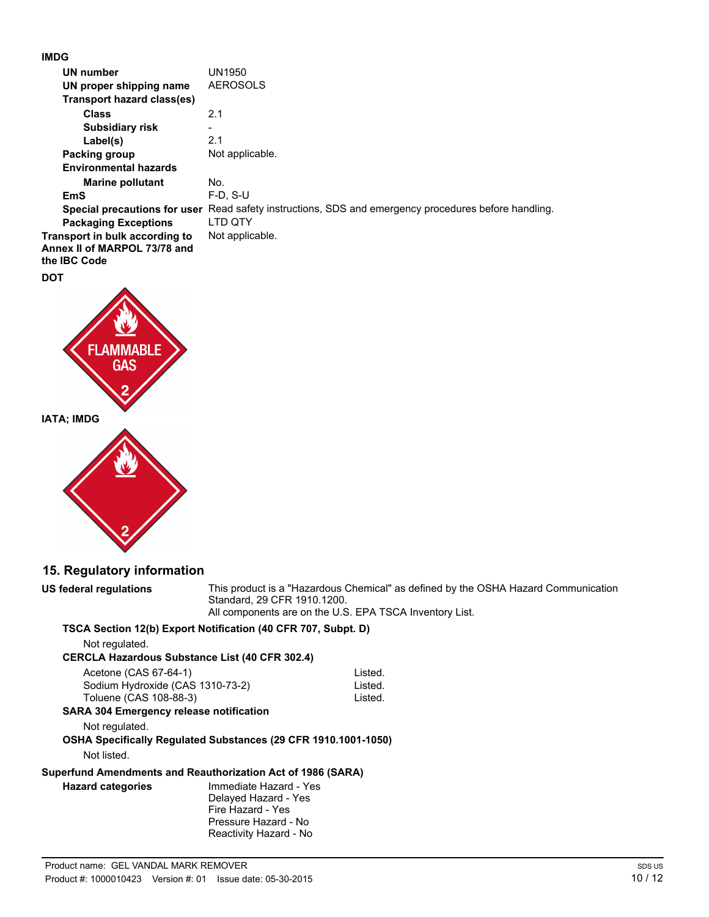**IMDG**

| | |
|---|---|
| **UN number** | UN1950 |
| **UN proper shipping name** | AEROSOLS |
| **Transport hazard class(es)** | |
| **Class** | 2.1 |
| **Subsidiary risk** | - |
| **Label(s)** | 2.1 |
| **Packing group** | Not applicable. |
| **Environmental hazards** | |
| **Marine pollutant** | No. |
| **EmS** | F-D, S-U |
| **Special precautions for user** | Read safety instructions, SDS and emergency procedures before handling. |
| **Packaging Exceptions** | LTD QTY |
| **Transport in bulk according to Annex II of MARPOL 73/78 and the IBC Code** | Not applicable. |

**DOT**

FLAMMABLE GAS 2

**IATA; IMDG**

2

## 15. Regulatory information

**US federal regulations**

This product is a "Hazardous Chemical" as defined by the OSHA Hazard Communication Standard, 29 CFR 1910.1200.
All components are on the U.S. EPA TSCA Inventory List.

**TSCA Section 12(b) Export Notification (40 CFR 707, Subpt. D)**

Not regulated.

**CERCLA Hazardous Substance List (40 CFR 302.4)**

| | |
|---|---|
| Acetone (CAS 67-64-1) | Listed. |
| Sodium Hydroxide (CAS 1310-73-2) | Listed. |
| Toluene (CAS 108-88-3) | Listed. |

**SARA 304 Emergency release notification**

Not regulated.

**OSHA Specifically Regulated Substances (29 CFR 1910.1001-1050)**

Not listed.

**Superfund Amendments and Reauthorization Act of 1986 (SARA)**

**Hazard categories**

Immediate Hazard - Yes
Delayed Hazard - Yes
Fire Hazard - Yes
Pressure Hazard - No
Reactivity Hazard - No

Product name: GEL VANDAL MARK REMOVER
Product #: 1000010423 Version #: 01 Issue date: 05-30-2015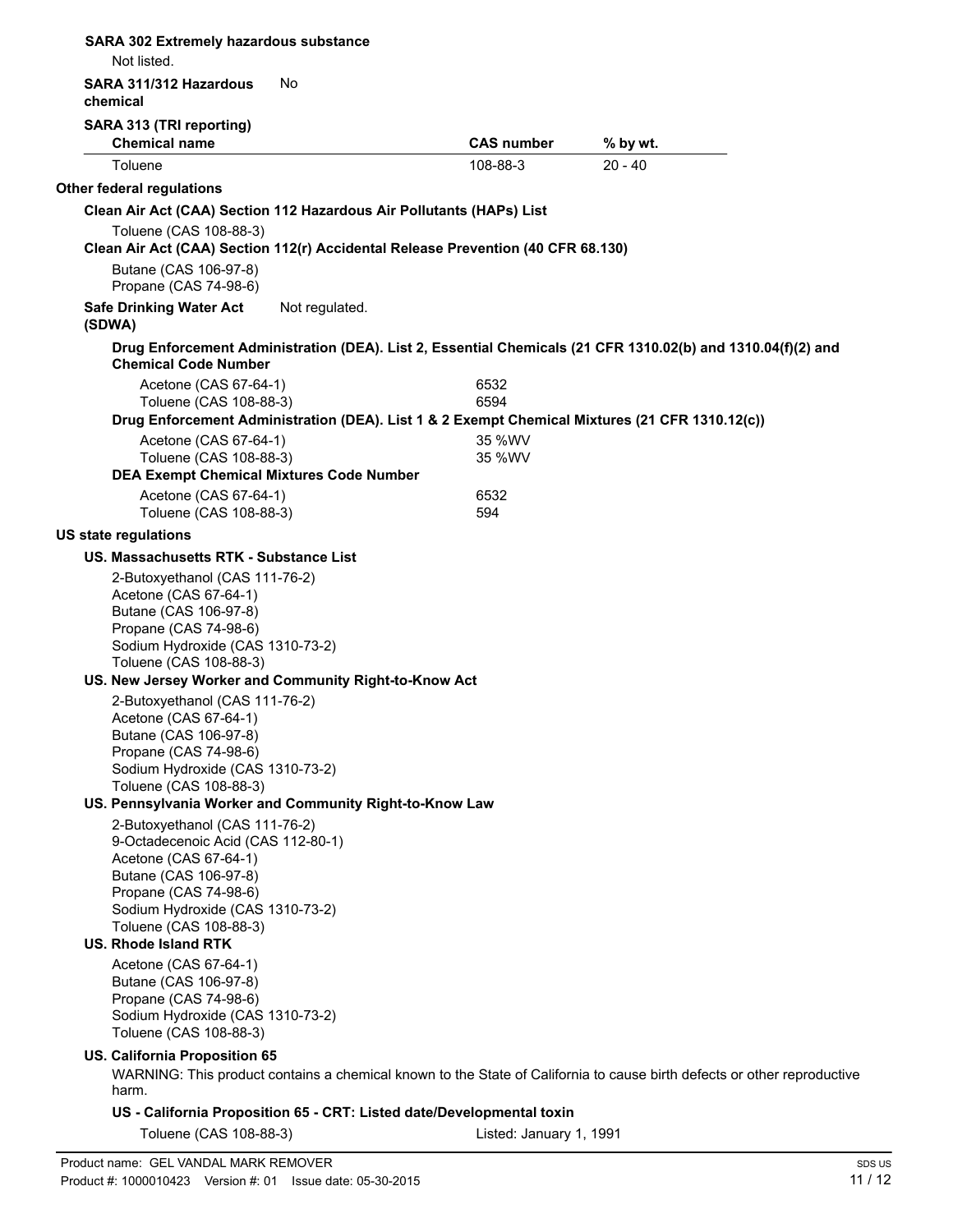**SARA 302 Extremely hazardous substance**

Not listed.

**SARA 311/312 Hazardous chemical** No

**SARA 313 (TRI reporting)**

| Chemical name | CAS number | % by wt. |
| --- | --- | --- |
| Toluene | 108-88-3 | 20 - 40 |

**Other federal regulations**

**Clean Air Act (CAA) Section 112 Hazardous Air Pollutants (HAPs) List**

Toluene (CAS 108-88-3)

**Clean Air Act (CAA) Section 112(r) Accidental Release Prevention (40 CFR 68.130)**

Butane (CAS 106-97-8)
Propane (CAS 74-98-6)

**Safe Drinking Water Act (SDWA)** Not regulated.

**Drug Enforcement Administration (DEA). List 2, Essential Chemicals (21 CFR 1310.02(b) and 1310.04(f)(2) and Chemical Code Number**

| | |
| --- | --- |
| Acetone (CAS 67-64-1) | 6532 |
| Toluene (CAS 108-88-3) | 6594 |

**Drug Enforcement Administration (DEA). List 1 & 2 Exempt Chemical Mixtures (21 CFR 1310.12(c))**

| | |
| --- | --- |
| Acetone (CAS 67-64-1) | 35 %WV |
| Toluene (CAS 108-88-3) | 35 %WV |

**DEA Exempt Chemical Mixtures Code Number**

| | |
| --- | --- |
| Acetone (CAS 67-64-1) | 6532 |
| Toluene (CAS 108-88-3) | 594 |

**US state regulations**

**US. Massachusetts RTK - Substance List**

2-Butoxyethanol (CAS 111-76-2)
Acetone (CAS 67-64-1)
Butane (CAS 106-97-8)
Propane (CAS 74-98-6)
Sodium Hydroxide (CAS 1310-73-2)
Toluene (CAS 108-88-3)

**US. New Jersey Worker and Community Right-to-Know Act**

2-Butoxyethanol (CAS 111-76-2)
Acetone (CAS 67-64-1)
Butane (CAS 106-97-8)
Propane (CAS 74-98-6)
Sodium Hydroxide (CAS 1310-73-2)
Toluene (CAS 108-88-3)

**US. Pennsylvania Worker and Community Right-to-Know Law**

2-Butoxyethanol (CAS 111-76-2)
9-Octadecenoic Acid (CAS 112-80-1)
Acetone (CAS 67-64-1)
Butane (CAS 106-97-8)
Propane (CAS 74-98-6)
Sodium Hydroxide (CAS 1310-73-2)
Toluene (CAS 108-88-3)

**US. Rhode Island RTK**

Acetone (CAS 67-64-1)
Butane (CAS 106-97-8)
Propane (CAS 74-98-6)
Sodium Hydroxide (CAS 1310-73-2)
Toluene (CAS 108-88-3)

**US. California Proposition 65**

WARNING: This product contains a chemical known to the State of California to cause birth defects or other reproductive harm.

**US - California Proposition 65 - CRT: Listed date/Developmental toxin**

| | |
| --- | --- |
| Toluene (CAS 108-88-3) | Listed: January 1, 1991 |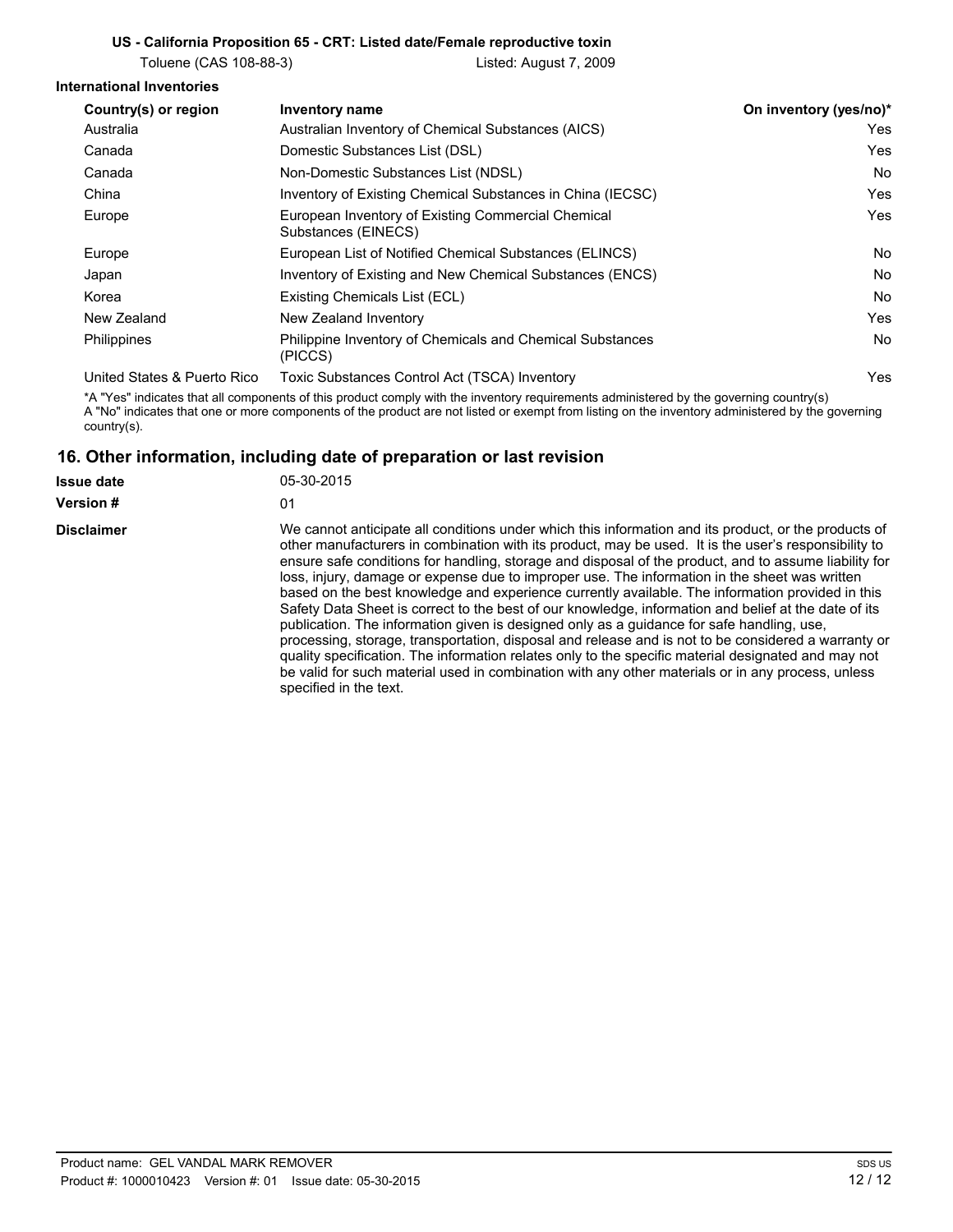**US - California Proposition 65 - CRT: Listed date/Female reproductive toxin**

Toluene (CAS 108-88-3) Listed: August 7, 2009

**International Inventories**

| Country(s) or region | Inventory name | On inventory (yes/no)* |
| --- | --- | --- |
| Australia | Australian Inventory of Chemical Substances (AICS) | Yes |
| Canada | Domestic Substances List (DSL) | Yes |
| Canada | Non-Domestic Substances List (NDSL) | No |
| China | Inventory of Existing Chemical Substances in China (IECSC) | Yes |
| Europe | European Inventory of Existing Commercial Chemical Substances (EINECS) | Yes |
| Europe | European List of Notified Chemical Substances (ELINCS) | No |
| Japan | Inventory of Existing and New Chemical Substances (ENCS) | No |
| Korea | Existing Chemicals List (ECL) | No |
| New Zealand | New Zealand Inventory | Yes |
| Philippines | Philippine Inventory of Chemicals and Chemical Substances (PICCS) | No |
| United States & Puerto Rico | Toxic Substances Control Act (TSCA) Inventory | Yes |

*A "Yes" indicates that all components of this product comply with the inventory requirements administered by the governing country(s)
A "No" indicates that one or more components of the product are not listed or exempt from listing on the inventory administered by the governing country(s).

## 16. Other information, including date of preparation or last revision

**Issue date** 05-30-2015

**Version #** 01

**Disclaimer** We cannot anticipate all conditions under which this information and its product, or the products of other manufacturers in combination with its product, may be used. It is the user's responsibility to ensure safe conditions for handling, storage and disposal of the product, and to assume liability for loss, injury, damage or expense due to improper use. The information in the sheet was written based on the best knowledge and experience currently available. The information provided in this Safety Data Sheet is correct to the best of our knowledge, information and belief at the date of its publication. The information given is designed only as a guidance for safe handling, use, processing, storage, transportation, disposal and release and is not to be considered a warranty or quality specification. The information relates only to the specific material designated and may not be valid for such material used in combination with any other materials or in any process, unless specified in the text.